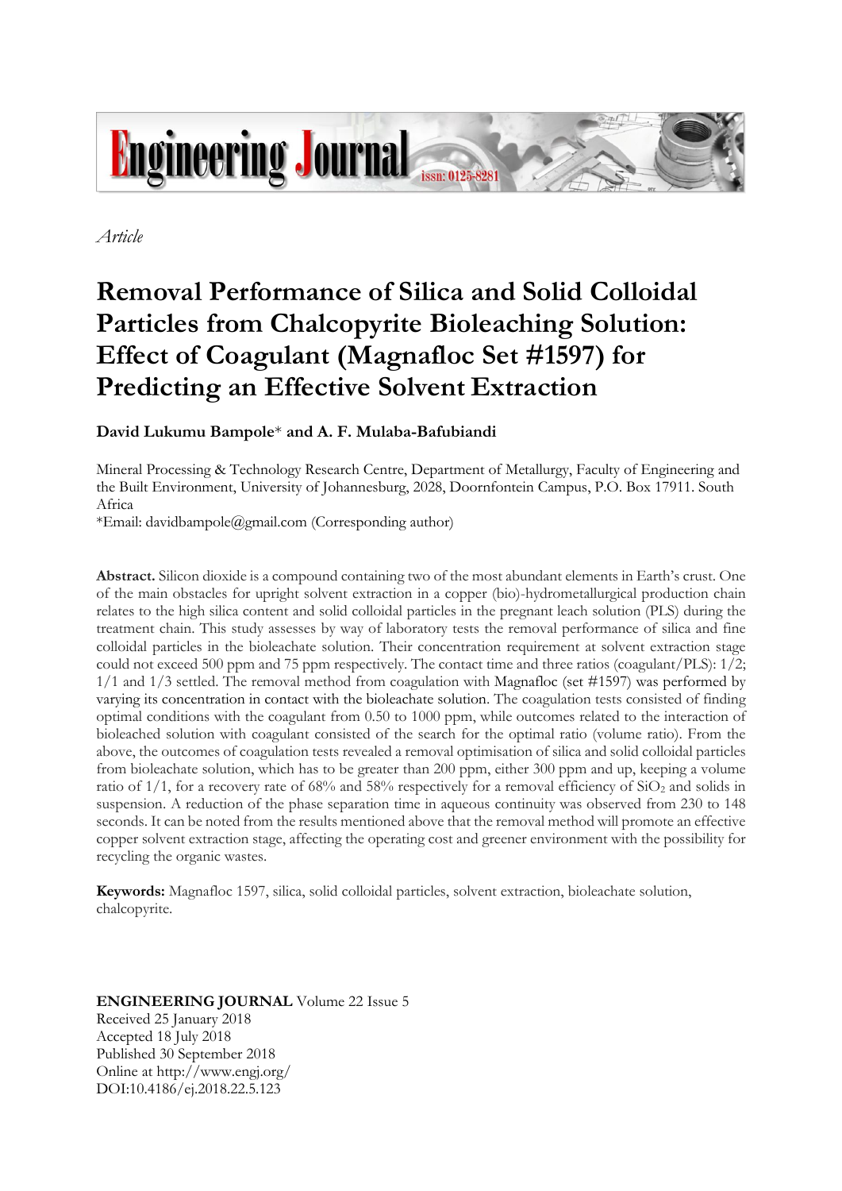*Article*

# Removal Performance of Silica and Solid Colloidal Particles from Chalcopyrite Bioleaching Solution: Effect of Coagulant (Magnafloc Set #1597) for Predicting an Effective Solvent Extraction

**David Lukumu Bampole*** **and A. F. Mulaba-Bafubiandi**

Mineral Processing & Technology Research Centre, Department of Metallurgy, Faculty of Engineering and the Built Environment, University of Johannesburg, 2028, Doornfontein Campus, P.O. Box 17911. South Africa

*Email: davidbampole@gmail.com (Corresponding author)

**Abstract.** Silicon dioxide is a compound containing two of the most abundant elements in Earth's crust. One of the main obstacles for upright solvent extraction in a copper (bio)-hydrometallurgical production chain relates to the high silica content and solid colloidal particles in the pregnant leach solution (PLS) during the treatment chain. This study assesses by way of laboratory tests the removal performance of silica and fine colloidal particles in the bioleachate solution. Their concentration requirement at solvent extraction stage could not exceed 500 ppm and 75 ppm respectively. The contact time and three ratios (coagulant/PLS): 1/2; 1/1 and 1/3 settled. The removal method from coagulation with Magnafloc (set #1597) was performed by varying its concentration in contact with the bioleachate solution. The coagulation tests consisted of finding optimal conditions with the coagulant from 0.50 to 1000 ppm, while outcomes related to the interaction of bioleached solution with coagulant consisted of the search for the optimal ratio (volume ratio). From the above, the outcomes of coagulation tests revealed a removal optimisation of silica and solid colloidal particles from bioleachate solution, which has to be greater than 200 ppm, either 300 ppm and up, keeping a volume ratio of 1/1, for a recovery rate of 68% and 58% respectively for a removal efficiency of $SiO_2$ and solids in suspension. A reduction of the phase separation time in aqueous continuity was observed from 230 to 148 seconds. It can be noted from the results mentioned above that the removal method will promote an effective copper solvent extraction stage, affecting the operating cost and greener environment with the possibility for recycling the organic wastes.

**Keywords:** Magnafloc 1597, silica, solid colloidal particles, solvent extraction, bioleachate solution, chalcopyrite.

**ENGINEERING JOURNAL** Volume 22 Issue 5
Received 25 January 2018
Accepted 18 July 2018
Published 30 September 2018
Online at http://www.engj.org/
DOI:10.4186/ej.2018.22.5.123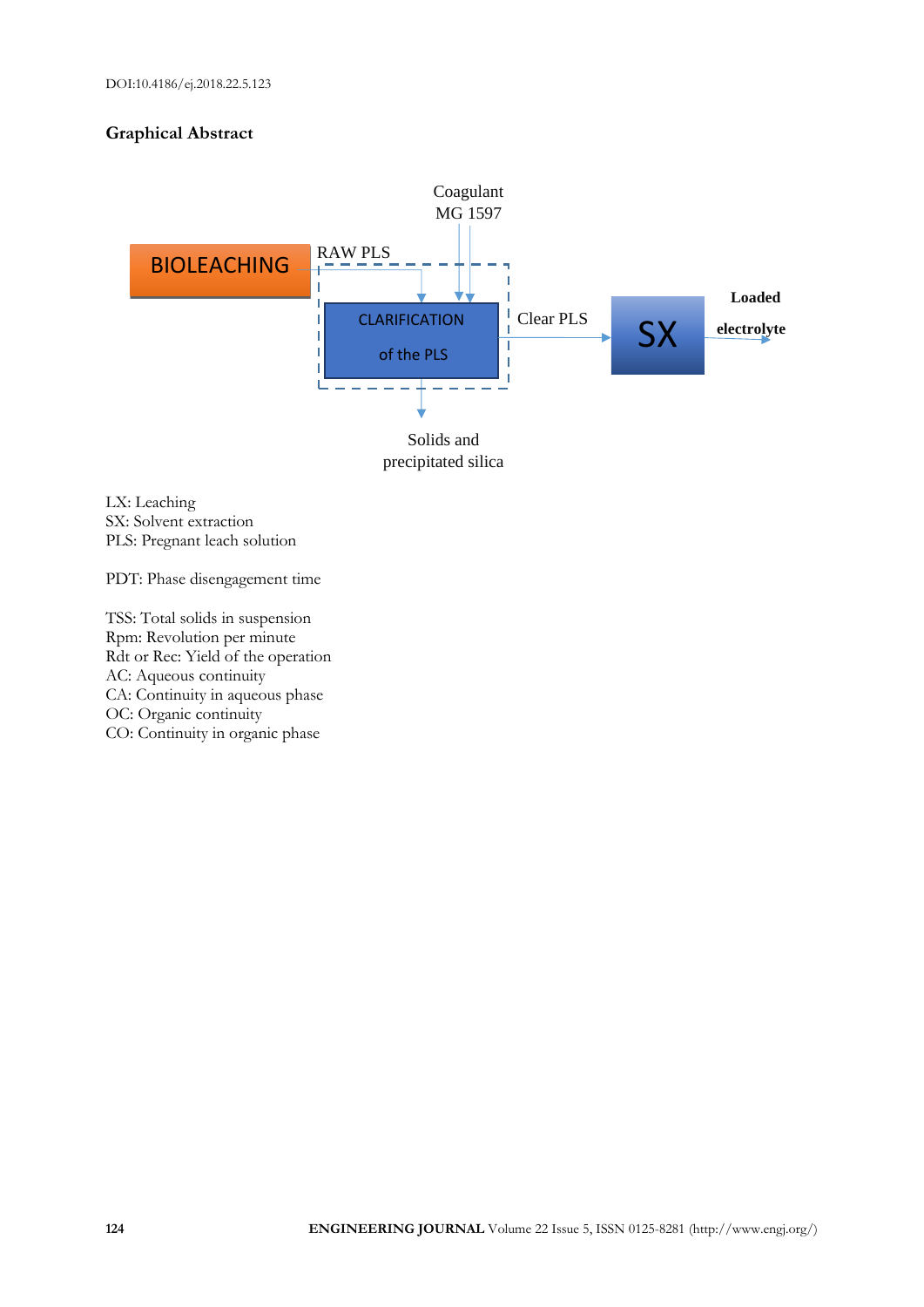DOI:10.4186/ej.2018.22.5.123

## Graphical Abstract

BIOLEACHING → RAW PLS → CLARIFICATION of the PLS (Coagulant MG 1597) → Clear PLS → SX → Loaded electrolyte

Solids and precipitated silica

LX: Leaching
SX: Solvent extraction
PLS: Pregnant leach solution

PDT: Phase disengagement time

TSS: Total solids in suspension
Rpm: Revolution per minute
Rdt or Rec: Yield of the operation
AC: Aqueous continuity
CA: Continuity in aqueous phase
OC: Organic continuity
CO: Continuity in organic phase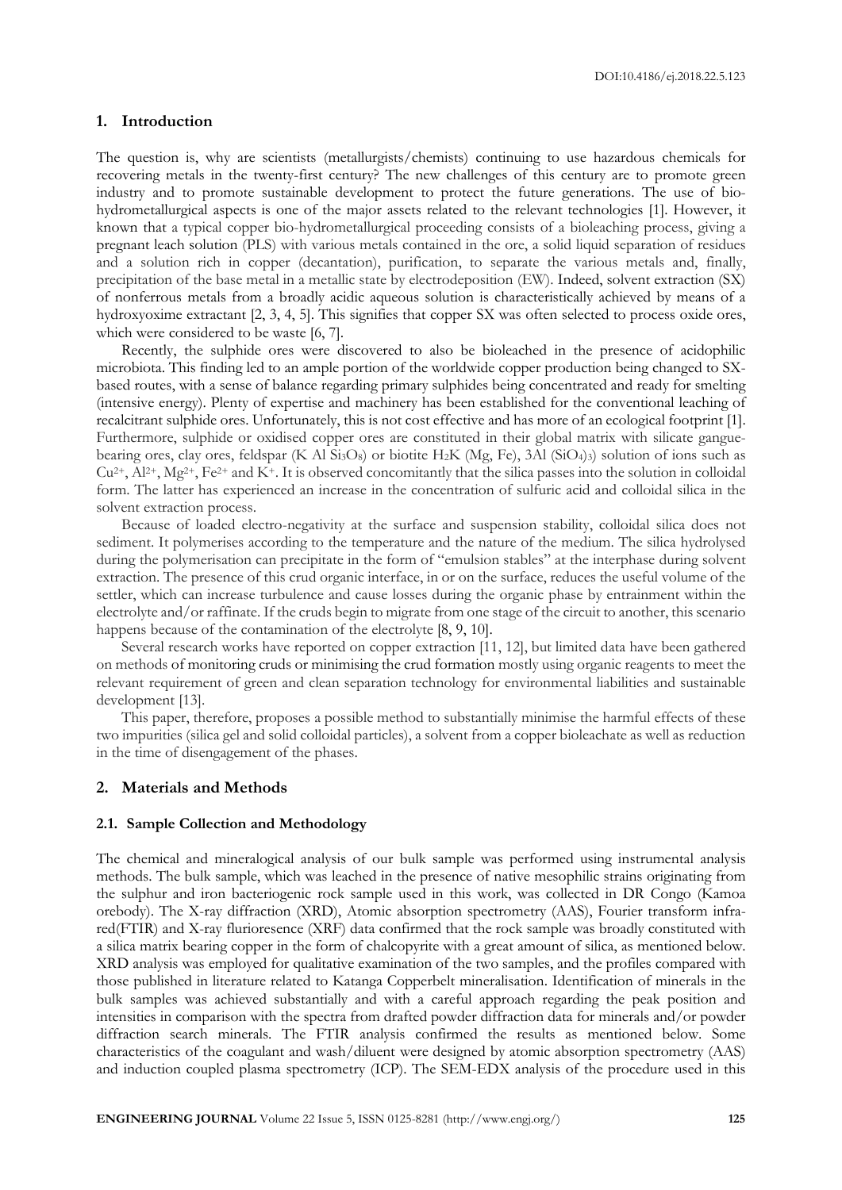## 1. Introduction

The question is, why are scientists (metallurgists/chemists) continuing to use hazardous chemicals for recovering metals in the twenty-first century? The new challenges of this century are to promote green industry and to promote sustainable development to protect the future generations. The use of bio-hydrometallurgical aspects is one of the major assets related to the relevant technologies [1]. However, it known that a typical copper bio-hydrometallurgical proceeding consists of a bioleaching process, giving a pregnant leach solution (PLS) with various metals contained in the ore, a solid liquid separation of residues and a solution rich in copper (decantation), purification, to separate the various metals and, finally, precipitation of the base metal in a metallic state by electrodeposition (EW). Indeed, solvent extraction (SX) of nonferrous metals from a broadly acidic aqueous solution is characteristically achieved by means of a hydroxyoxime extractant [2, 3, 4, 5]. This signifies that copper SX was often selected to process oxide ores, which were considered to be waste [6, 7].

Recently, the sulphide ores were discovered to also be bioleached in the presence of acidophilic microbiota. This finding led to an ample portion of the worldwide copper production being changed to SX-based routes, with a sense of balance regarding primary sulphides being concentrated and ready for smelting (intensive energy). Plenty of expertise and machinery has been established for the conventional leaching of recalcitrant sulphide ores. Unfortunately, this is not cost effective and has more of an ecological footprint [1]. Furthermore, sulphide or oxidised copper ores are constituted in their global matrix with silicate gangue-bearing ores, clay ores, feldspar (K Al $Si_3O_8$) or biotite $H_2K$ (Mg, Fe), 3Al $(SiO_4)_3$) solution of ions such as $Cu^{2+}$, $Al^{2+}$, $Mg^{2+}$, $Fe^{2+}$ and $K^+$. It is observed concomitantly that the silica passes into the solution in colloidal form. The latter has experienced an increase in the concentration of sulfuric acid and colloidal silica in the solvent extraction process.

Because of loaded electro-negativity at the surface and suspension stability, colloidal silica does not sediment. It polymerises according to the temperature and the nature of the medium. The silica hydrolysed during the polymerisation can precipitate in the form of "emulsion stables" at the interphase during solvent extraction. The presence of this crud organic interface, in or on the surface, reduces the useful volume of the settler, which can increase turbulence and cause losses during the organic phase by entrainment within the electrolyte and/or raffinate. If the cruds begin to migrate from one stage of the circuit to another, this scenario happens because of the contamination of the electrolyte [8, 9, 10].

Several research works have reported on copper extraction [11, 12], but limited data have been gathered on methods of monitoring cruds or minimising the crud formation mostly using organic reagents to meet the relevant requirement of green and clean separation technology for environmental liabilities and sustainable development [13].

This paper, therefore, proposes a possible method to substantially minimise the harmful effects of these two impurities (silica gel and solid colloidal particles), a solvent from a copper bioleachate as well as reduction in the time of disengagement of the phases.

## 2. Materials and Methods

### 2.1. Sample Collection and Methodology

The chemical and mineralogical analysis of our bulk sample was performed using instrumental analysis methods. The bulk sample, which was leached in the presence of native mesophilic strains originating from the sulphur and iron bacteriogenic rock sample used in this work, was collected in DR Congo (Kamoa orebody). The X-ray diffraction (XRD), Atomic absorption spectrometry (AAS), Fourier transform infra-red(FTIR) and X-ray flurioresence (XRF) data confirmed that the rock sample was broadly constituted with a silica matrix bearing copper in the form of chalcopyrite with a great amount of silica, as mentioned below. XRD analysis was employed for qualitative examination of the two samples, and the profiles compared with those published in literature related to Katanga Copperbelt mineralisation. Identification of minerals in the bulk samples was achieved substantially and with a careful approach regarding the peak position and intensities in comparison with the spectra from drafted powder diffraction data for minerals and/or powder diffraction search minerals. The FTIR analysis confirmed the results as mentioned below. Some characteristics of the coagulant and wash/diluent were designed by atomic absorption spectrometry (AAS) and induction coupled plasma spectrometry (ICP). The SEM-EDX analysis of the procedure used in this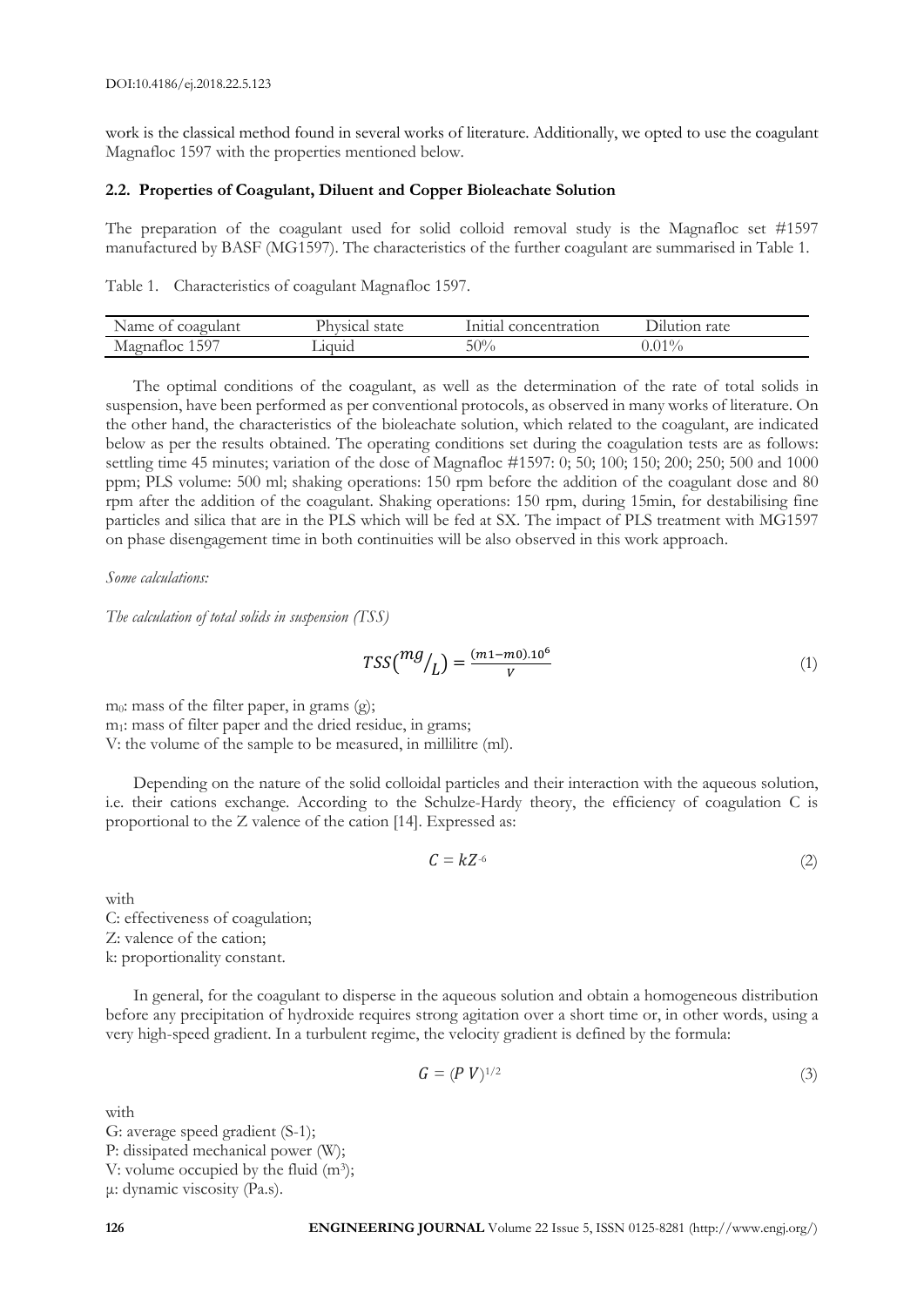work is the classical method found in several works of literature. Additionally, we opted to use the coagulant Magnafloc 1597 with the properties mentioned below.

### 2.2. Properties of Coagulant, Diluent and Copper Bioleachate Solution

The preparation of the coagulant used for solid colloid removal study is the Magnafloc set #1597 manufactured by BASF (MG1597). The characteristics of the further coagulant are summarised in Table 1.

Table 1. Characteristics of coagulant Magnafloc 1597.

| Name of coagulant | Physical state | Initial concentration | Dilution rate |
|---|---|---|---|
| Magnafloc 1597 | Liquid | 50% | 0.01% |

The optimal conditions of the coagulant, as well as the determination of the rate of total solids in suspension, have been performed as per conventional protocols, as observed in many works of literature. On the other hand, the characteristics of the bioleachate solution, which related to the coagulant, are indicated below as per the results obtained. The operating conditions set during the coagulation tests are as follows: settling time 45 minutes; variation of the dose of Magnafloc #1597: 0; 50; 100; 150; 200; 250; 500 and 1000 ppm; PLS volume: 500 ml; shaking operations: 150 rpm before the addition of the coagulant dose and 80 rpm after the addition of the coagulant. Shaking operations: 150 rpm, during 15min, for destabilising fine particles and silica that are in the PLS which will be fed at SX. The impact of PLS treatment with MG1597 on phase disengagement time in both continuities will be also observed in this work approach.

*Some calculations:*

*The calculation of total solids in suspension (TSS)*

$$TSS\left(\frac{mg}{L}\right) = \frac{(m1-m0).10^6}{V} \tag{1}$$

$m_0$: mass of the filter paper, in grams (g);
$m_1$: mass of filter paper and the dried residue, in grams;
V: the volume of the sample to be measured, in millilitre (ml).

Depending on the nature of the solid colloidal particles and their interaction with the aqueous solution, i.e. their cations exchange. According to the Schulze-Hardy theory, the efficiency of coagulation C is proportional to the Z valence of the cation [14]. Expressed as:

$$C = kZ^{-6} \tag{2}$$

with
C: effectiveness of coagulation;
Z: valence of the cation;
k: proportionality constant.

In general, for the coagulant to disperse in the aqueous solution and obtain a homogeneous distribution before any precipitation of hydroxide requires strong agitation over a short time or, in other words, using a very high-speed gradient. In a turbulent regime, the velocity gradient is defined by the formula:

$$G = (P\ V)^{1/2} \tag{3}$$

with
G: average speed gradient ($S^{-1}$);
P: dissipated mechanical power (W);
V: volume occupied by the fluid ($m^3$);
μ: dynamic viscosity (Pa.s).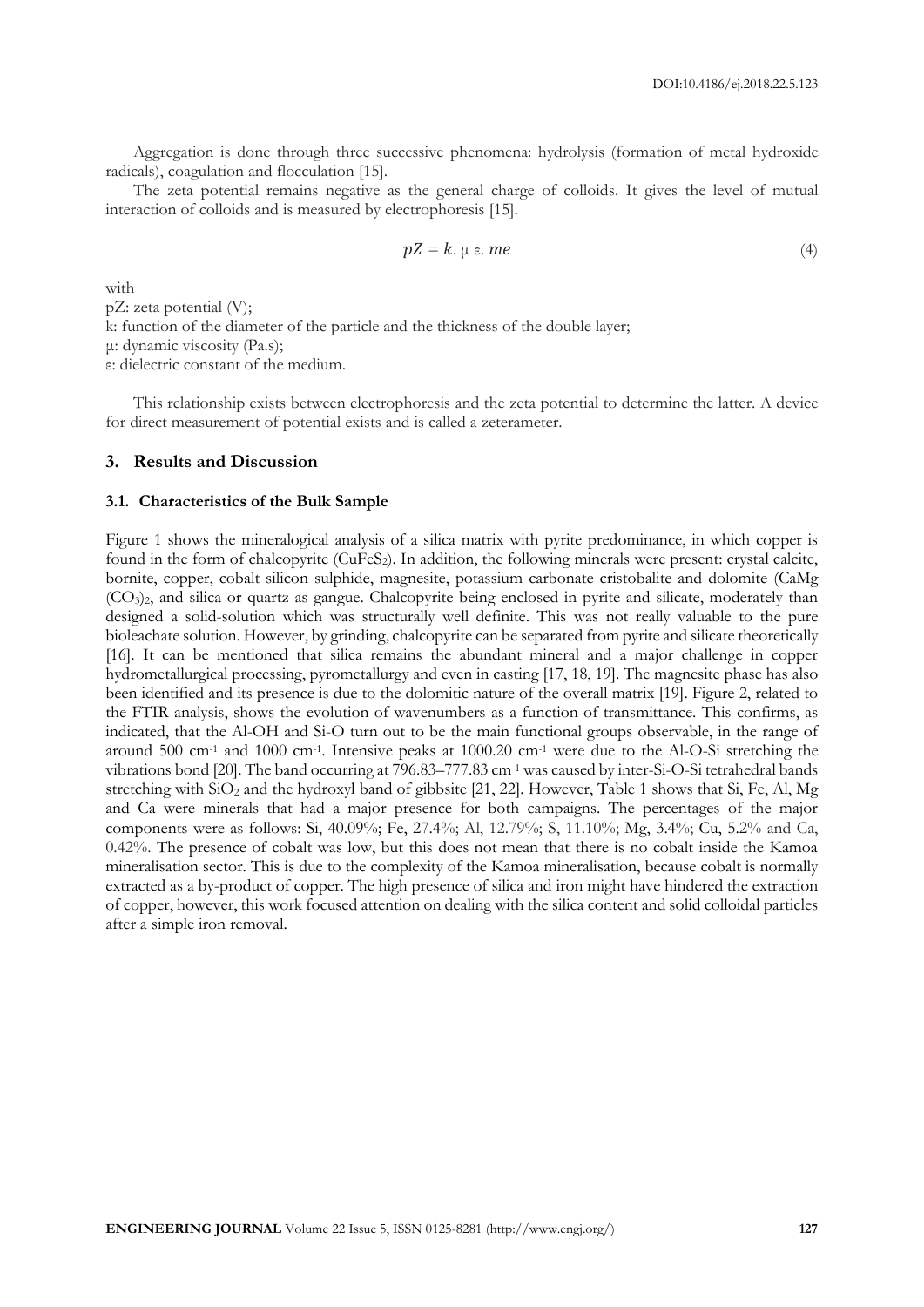Aggregation is done through three successive phenomena: hydrolysis (formation of metal hydroxide radicals), coagulation and flocculation [15].

The zeta potential remains negative as the general charge of colloids. It gives the level of mutual interaction of colloids and is measured by electrophoresis [15].

$$pZ = k.\, \mu\, \varepsilon.\, me \tag{4}$$

with

pZ: zeta potential (V);

k: function of the diameter of the particle and the thickness of the double layer;

μ: dynamic viscosity (Pa.s);

ε: dielectric constant of the medium.

This relationship exists between electrophoresis and the zeta potential to determine the latter. A device for direct measurement of potential exists and is called a zeterameter.

## 3. Results and Discussion

### 3.1. Characteristics of the Bulk Sample

Figure 1 shows the mineralogical analysis of a silica matrix with pyrite predominance, in which copper is found in the form of chalcopyrite ($CuFeS_2$). In addition, the following minerals were present: crystal calcite, bornite, copper, cobalt silicon sulphide, magnesite, potassium carbonate cristobalite and dolomite ($CaMg(CO_3)_2$, and silica or quartz as gangue. Chalcopyrite being enclosed in pyrite and silicate, moderately than designed a solid-solution which was structurally well definite. This was not really valuable to the pure bioleachate solution. However, by grinding, chalcopyrite can be separated from pyrite and silicate theoretically [16]. It can be mentioned that silica remains the abundant mineral and a major challenge in copper hydrometallurgical processing, pyrometallurgy and even in casting [17, 18, 19]. The magnesite phase has also been identified and its presence is due to the dolomitic nature of the overall matrix [19]. Figure 2, related to the FTIR analysis, shows the evolution of wavenumbers as a function of transmittance. This confirms, as indicated, that the Al-OH and Si-O turn out to be the main functional groups observable, in the range of around 500 $cm^{-1}$ and 1000 $cm^{-1}$. Intensive peaks at 1000.20 $cm^{-1}$ were due to the Al-O-Si stretching the vibrations bond [20]. The band occurring at 796.83–777.83 $cm^{-1}$ was caused by inter-Si-O-Si tetrahedral bands stretching with $SiO_2$ and the hydroxyl band of gibbsite [21, 22]. However, Table 1 shows that Si, Fe, Al, Mg and Ca were minerals that had a major presence for both campaigns. The percentages of the major components were as follows: Si, 40.09%; Fe, 27.4%; Al, 12.79%; S, 11.10%; Mg, 3.4%; Cu, 5.2% and Ca, 0.42%. The presence of cobalt was low, but this does not mean that there is no cobalt inside the Kamoa mineralisation sector. This is due to the complexity of the Kamoa mineralisation, because cobalt is normally extracted as a by-product of copper. The high presence of silica and iron might have hindered the extraction of copper, however, this work focused attention on dealing with the silica content and solid colloidal particles after a simple iron removal.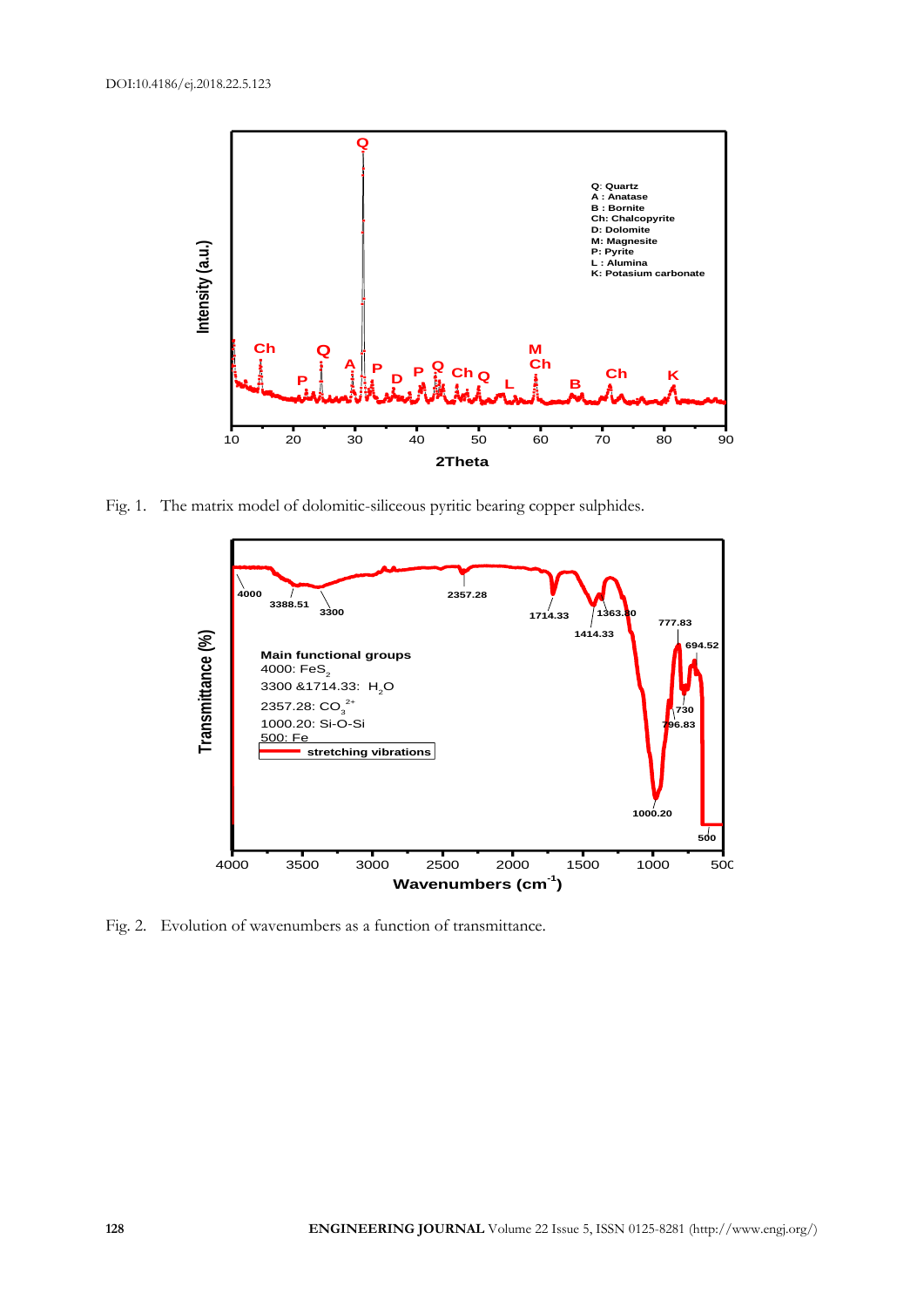Fig. 1. The matrix model of dolomitic-siliceous pyritic bearing copper sulphides.

Fig. 2. Evolution of wavenumbers as a function of transmittance.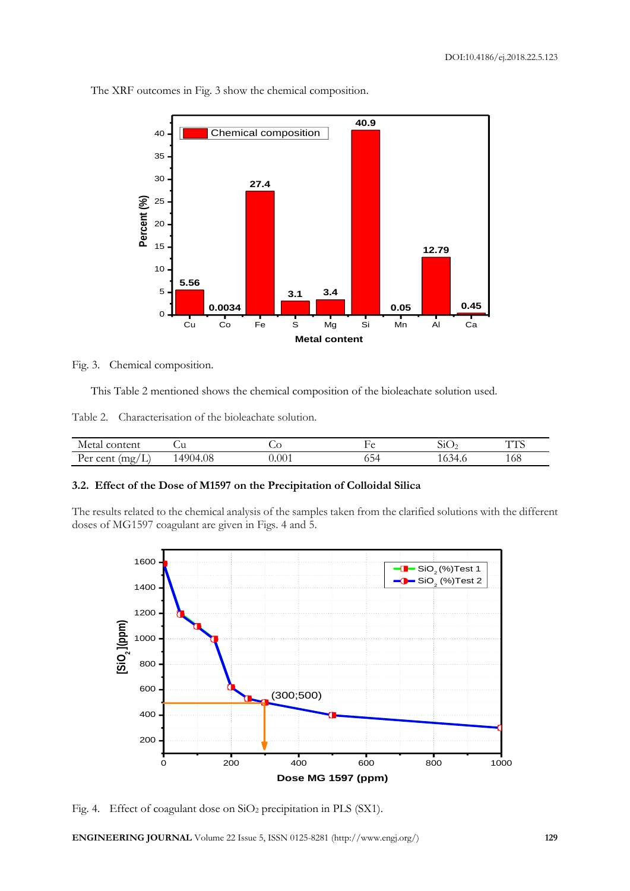The XRF outcomes in Fig. 3 show the chemical composition.

Fig. 3. Chemical composition.

This Table 2 mentioned shows the chemical composition of the bioleachate solution used.

Table 2. Characterisation of the bioleachate solution.

| Metal content | Cu | Co | Fe | $SiO_2$ | TTS |
|---|---|---|---|---|---|
| Per cent (mg/L) | 14904.08 | 0.001 | 654 | 1634.6 | 168 |

### 3.2. Effect of the Dose of M1597 on the Precipitation of Colloidal Silica

The results related to the chemical analysis of the samples taken from the clarified solutions with the different doses of MG1597 coagulant are given in Figs. 4 and 5.

Fig. 4. Effect of coagulant dose on $SiO_2$ precipitation in PLS (SX1).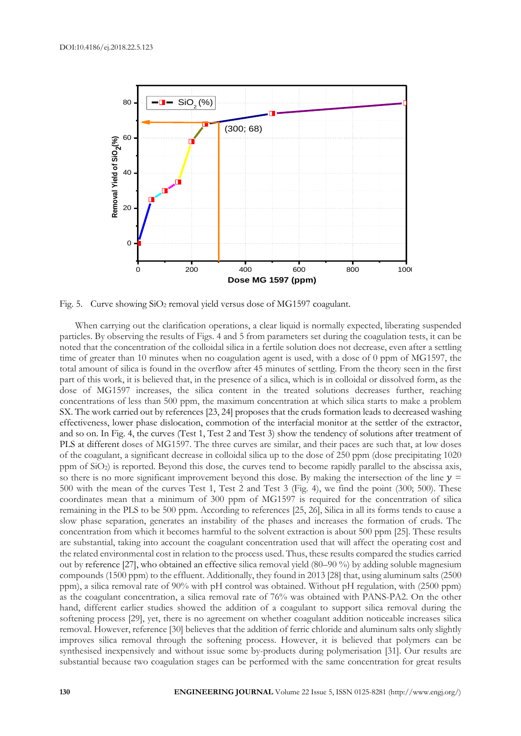Fig. 5. Curve showing $SiO_2$ removal yield versus dose of MG1597 coagulant.

When carrying out the clarification operations, a clear liquid is normally expected, liberating suspended particles. By observing the results of Figs. 4 and 5 from parameters set during the coagulation tests, it can be noted that the concentration of the colloidal silica in a fertile solution does not decrease, even after a settling time of greater than 10 minutes when no coagulation agent is used, with a dose of 0 ppm of MG1597, the total amount of silica is found in the overflow after 45 minutes of settling. From the theory seen in the first part of this work, it is believed that, in the presence of a silica, which is in colloidal or dissolved form, as the dose of MG1597 increases, the silica content in the treated solutions decreases further, reaching concentrations of less than 500 ppm, the maximum concentration at which silica starts to make a problem SX. The work carried out by references [23, 24] proposes that the cruds formation leads to decreased washing effectiveness, lower phase dislocation, commotion of the interfacial monitor at the settler of the extractor, and so on. In Fig. 4, the curves (Test 1, Test 2 and Test 3) show the tendency of solutions after treatment of PLS at different doses of MG1597. The three curves are similar, and their paces are such that, at low doses of the coagulant, a significant decrease in colloidal silica up to the dose of 250 ppm (dose precipitating 1020 ppm of $SiO_2$) is reported. Beyond this dose, the curves tend to become rapidly parallel to the abscissa axis, so there is no more significant improvement beyond this dose. By making the intersection of the line $y$ = 500 with the mean of the curves Test 1, Test 2 and Test 3 (Fig. 4), we find the point (300; 500). These coordinates mean that a minimum of 300 ppm of MG1597 is required for the concentration of silica remaining in the PLS to be 500 ppm. According to references [25, 26], Silica in all its forms tends to cause a slow phase separation, generates an instability of the phases and increases the formation of cruds. The concentration from which it becomes harmful to the solvent extraction is about 500 ppm [25]. These results are substantial, taking into account the coagulant concentration used that will affect the operating cost and the related environmental cost in relation to the process used. Thus, these results compared the studies carried out by reference [27], who obtained an effective silica removal yield (80–90 %) by adding soluble magnesium compounds (1500 ppm) to the effluent. Additionally, they found in 2013 [28] that, using aluminum salts (2500 ppm), a silica removal rate of 90% with pH control was obtained. Without pH regulation, with (2500 ppm) as the coagulant concentration, a silica removal rate of 76% was obtained with PANS-PA2. On the other hand, different earlier studies showed the addition of a coagulant to support silica removal during the softening process [29], yet, there is no agreement on whether coagulant addition noticeable increases silica removal. However, reference [30] believes that the addition of ferric chloride and aluminum salts only slightly improves silica removal through the softening process. However, it is believed that polymers can be synthesised inexpensively and without issue some by-products during polymerisation [31]. Our results are substantial because two coagulation stages can be performed with the same concentration for great results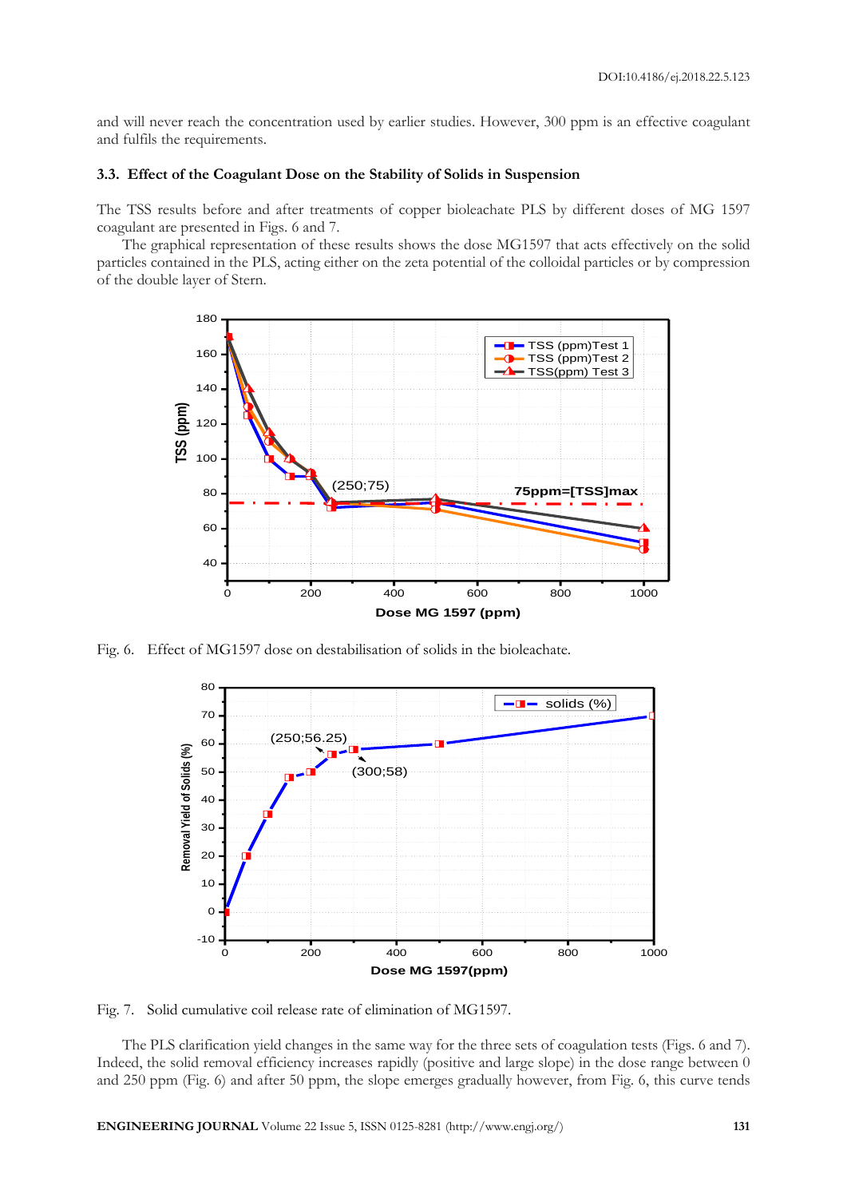and will never reach the concentration used by earlier studies. However, 300 ppm is an effective coagulant and fulfils the requirements.

### 3.3. Effect of the Coagulant Dose on the Stability of Solids in Suspension

The TSS results before and after treatments of copper bioleachate PLS by different doses of MG 1597 coagulant are presented in Figs. 6 and 7.

The graphical representation of these results shows the dose MG1597 that acts effectively on the solid particles contained in the PLS, acting either on the zeta potential of the colloidal particles or by compression of the double layer of Stern.

Fig. 6. Effect of MG1597 dose on destabilisation of solids in the bioleachate.

Fig. 7. Solid cumulative coil release rate of elimination of MG1597.

The PLS clarification yield changes in the same way for the three sets of coagulation tests (Figs. 6 and 7). Indeed, the solid removal efficiency increases rapidly (positive and large slope) in the dose range between 0 and 250 ppm (Fig. 6) and after 50 ppm, the slope emerges gradually however, from Fig. 6, this curve tends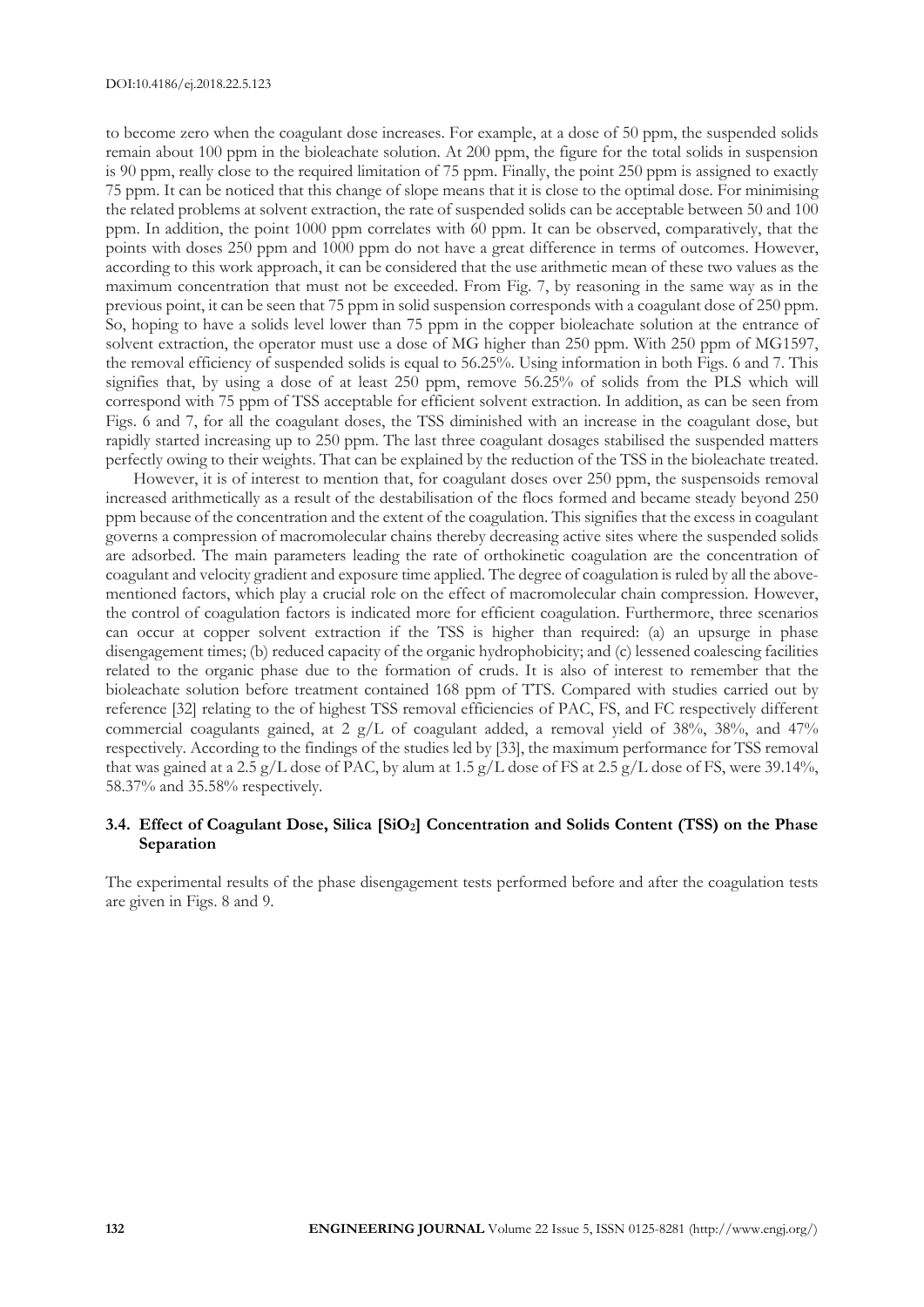to become zero when the coagulant dose increases. For example, at a dose of 50 ppm, the suspended solids remain about 100 ppm in the bioleachate solution. At 200 ppm, the figure for the total solids in suspension is 90 ppm, really close to the required limitation of 75 ppm. Finally, the point 250 ppm is assigned to exactly 75 ppm. It can be noticed that this change of slope means that it is close to the optimal dose. For minimising the related problems at solvent extraction, the rate of suspended solids can be acceptable between 50 and 100 ppm. In addition, the point 1000 ppm correlates with 60 ppm. It can be observed, comparatively, that the points with doses 250 ppm and 1000 ppm do not have a great difference in terms of outcomes. However, according to this work approach, it can be considered that the use arithmetic mean of these two values as the maximum concentration that must not be exceeded. From Fig. 7, by reasoning in the same way as in the previous point, it can be seen that 75 ppm in solid suspension corresponds with a coagulant dose of 250 ppm. So, hoping to have a solids level lower than 75 ppm in the copper bioleachate solution at the entrance of solvent extraction, the operator must use a dose of MG higher than 250 ppm. With 250 ppm of MG1597, the removal efficiency of suspended solids is equal to 56.25%. Using information in both Figs. 6 and 7. This signifies that, by using a dose of at least 250 ppm, remove 56.25% of solids from the PLS which will correspond with 75 ppm of TSS acceptable for efficient solvent extraction. In addition, as can be seen from Figs. 6 and 7, for all the coagulant doses, the TSS diminished with an increase in the coagulant dose, but rapidly started increasing up to 250 ppm. The last three coagulant dosages stabilised the suspended matters perfectly owing to their weights. That can be explained by the reduction of the TSS in the bioleachate treated.

However, it is of interest to mention that, for coagulant doses over 250 ppm, the suspensoids removal increased arithmetically as a result of the destabilisation of the flocs formed and became steady beyond 250 ppm because of the concentration and the extent of the coagulation. This signifies that the excess in coagulant governs a compression of macromolecular chains thereby decreasing active sites where the suspended solids are adsorbed. The main parameters leading the rate of orthokinetic coagulation are the concentration of coagulant and velocity gradient and exposure time applied. The degree of coagulation is ruled by all the above-mentioned factors, which play a crucial role on the effect of macromolecular chain compression. However, the control of coagulation factors is indicated more for efficient coagulation. Furthermore, three scenarios can occur at copper solvent extraction if the TSS is higher than required: (a) an upsurge in phase disengagement times; (b) reduced capacity of the organic hydrophobicity; and (c) lessened coalescing facilities related to the organic phase due to the formation of cruds. It is also of interest to remember that the bioleachate solution before treatment contained 168 ppm of TTS. Compared with studies carried out by reference [32] relating to the of highest TSS removal efficiencies of PAC, FS, and FC respectively different commercial coagulants gained, at 2 g/L of coagulant added, a removal yield of 38%, 38%, and 47% respectively. According to the findings of the studies led by [33], the maximum performance for TSS removal that was gained at a 2.5 g/L dose of PAC, by alum at 1.5 g/L dose of FS at 2.5 g/L dose of FS, were 39.14%, 58.37% and 35.58% respectively.

### 3.4. Effect of Coagulant Dose, Silica [$SiO_2$] Concentration and Solids Content (TSS) on the Phase Separation

The experimental results of the phase disengagement tests performed before and after the coagulation tests are given in Figs. 8 and 9.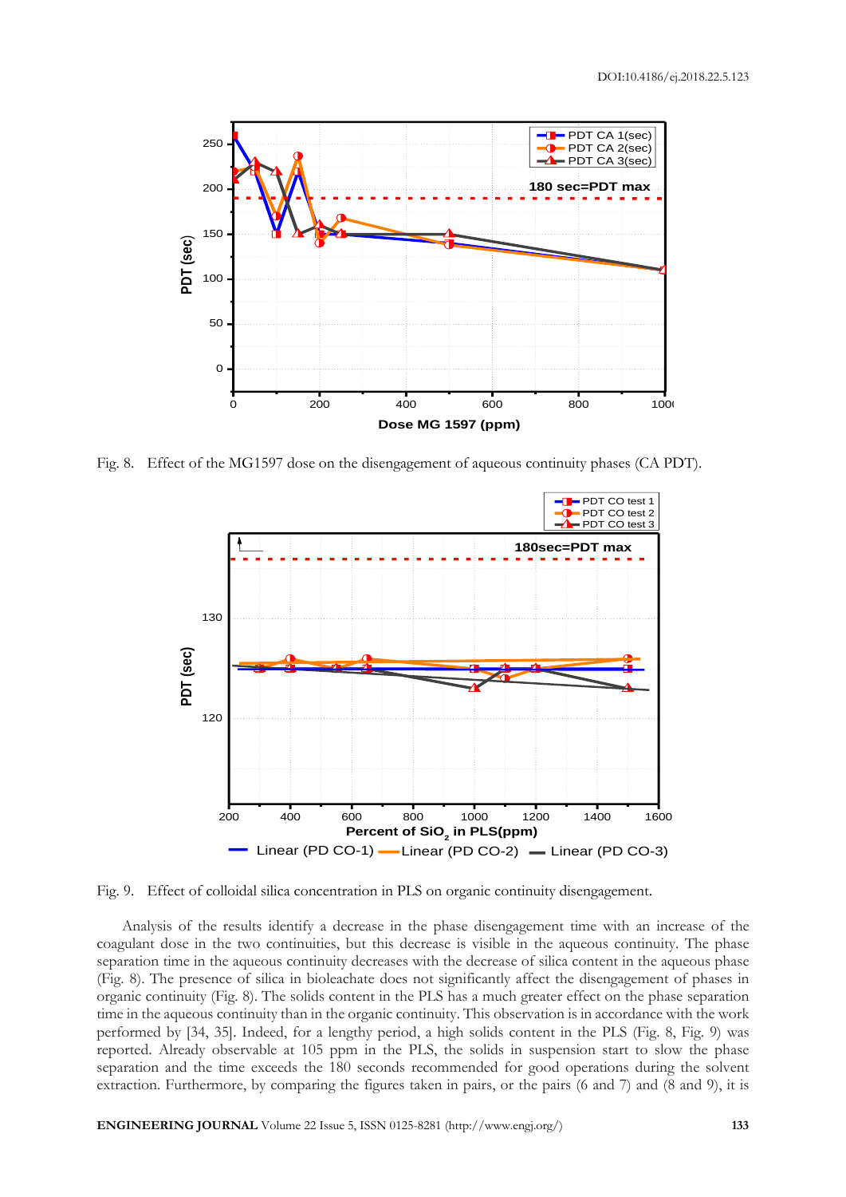Fig. 8. Effect of the MG1597 dose on the disengagement of aqueous continuity phases (CA PDT).

Fig. 9. Effect of colloidal silica concentration in PLS on organic continuity disengagement.

Analysis of the results identify a decrease in the phase disengagement time with an increase of the coagulant dose in the two continuities, but this decrease is visible in the aqueous continuity. The phase separation time in the aqueous continuity decreases with the decrease of silica content in the aqueous phase (Fig. 8). The presence of silica in bioleachate does not significantly affect the disengagement of phases in organic continuity (Fig. 8). The solids content in the PLS has a much greater effect on the phase separation time in the aqueous continuity than in the organic continuity. This observation is in accordance with the work performed by [34, 35]. Indeed, for a lengthy period, a high solids content in the PLS (Fig. 8, Fig. 9) was reported. Already observable at 105 ppm in the PLS, the solids in suspension start to slow the phase separation and the time exceeds the 180 seconds recommended for good operations during the solvent extraction. Furthermore, by comparing the figures taken in pairs, or the pairs (6 and 7) and (8 and 9), it is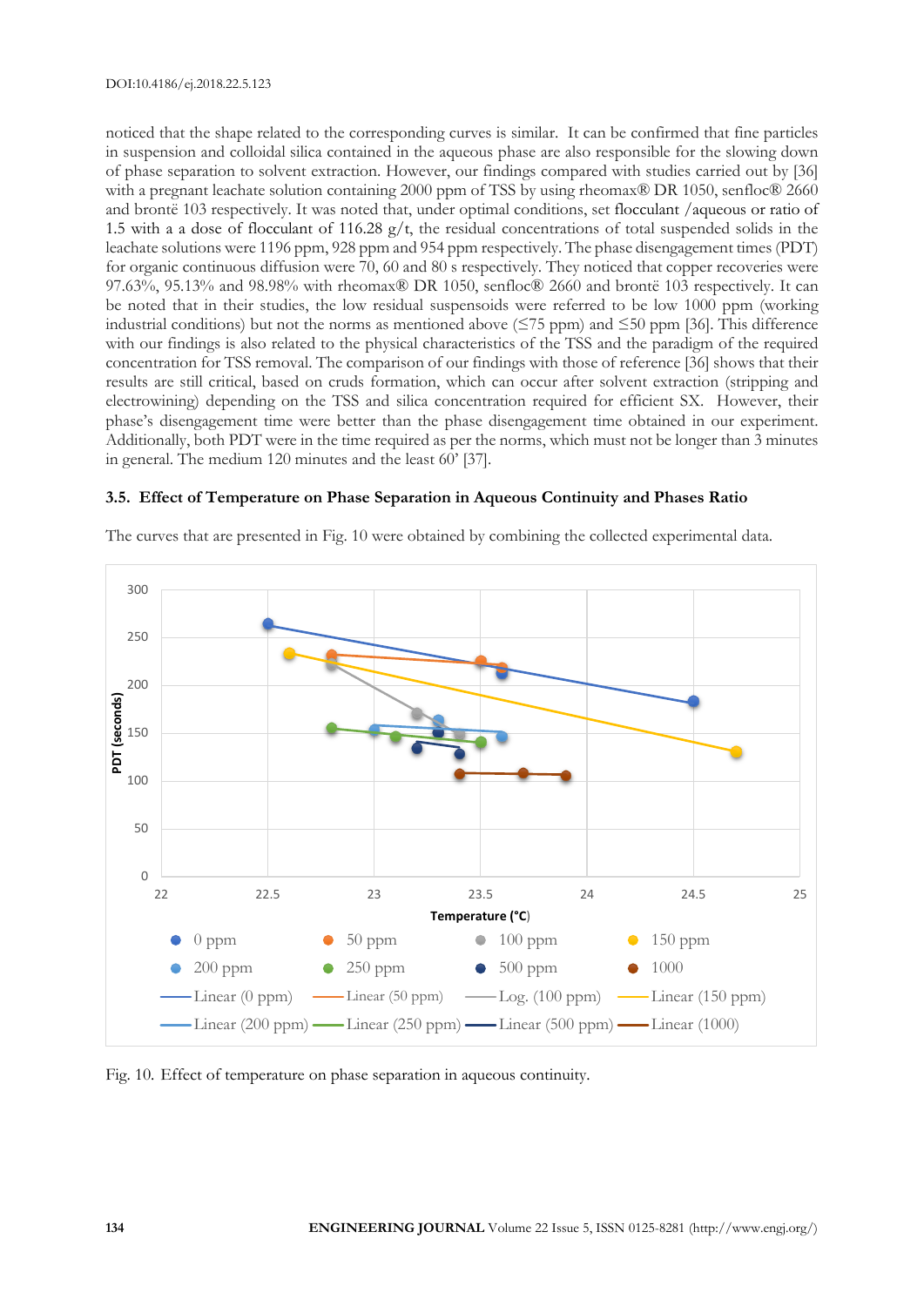noticed that the shape related to the corresponding curves is similar. It can be confirmed that fine particles in suspension and colloidal silica contained in the aqueous phase are also responsible for the slowing down of phase separation to solvent extraction. However, our findings compared with studies carried out by [36] with a pregnant leachate solution containing 2000 ppm of TSS by using rheomax® DR 1050, senfloc® 2660 and brontë 103 respectively. It was noted that, under optimal conditions, set flocculant /aqueous or ratio of 1.5 with a a dose of flocculant of 116.28 g/t, the residual concentrations of total suspended solids in the leachate solutions were 1196 ppm, 928 ppm and 954 ppm respectively. The phase disengagement times (PDT) for organic continuous diffusion were 70, 60 and 80 s respectively. They noticed that copper recoveries were 97.63%, 95.13% and 98.98% with rheomax® DR 1050, senfloc® 2660 and brontë 103 respectively. It can be noted that in their studies, the low residual suspensoids were referred to be low 1000 ppm (working industrial conditions) but not the norms as mentioned above (≤75 ppm) and ≤50 ppm [36]. This difference with our findings is also related to the physical characteristics of the TSS and the paradigm of the required concentration for TSS removal. The comparison of our findings with those of reference [36] shows that their results are still critical, based on cruds formation, which can occur after solvent extraction (stripping and electrowining) depending on the TSS and silica concentration required for efficient SX. However, their phase's disengagement time were better than the phase disengagement time obtained in our experiment. Additionally, both PDT were in the time required as per the norms, which must not be longer than 3 minutes in general. The medium 120 minutes and the least 60' [37].

### 3.5. Effect of Temperature on Phase Separation in Aqueous Continuity and Phases Ratio

The curves that are presented in Fig. 10 were obtained by combining the collected experimental data.

Fig. 10. Effect of temperature on phase separation in aqueous continuity.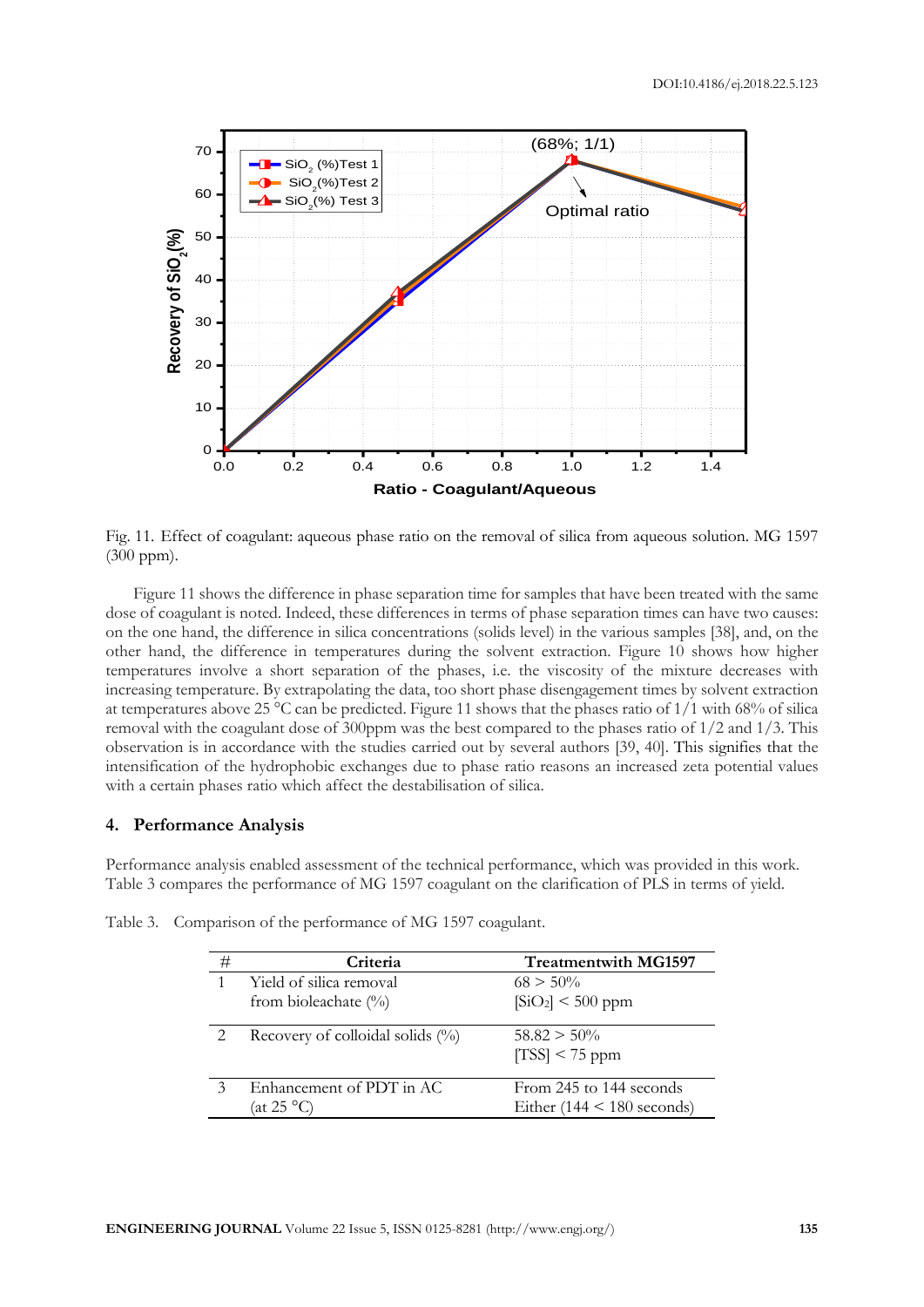Fig. 11. Effect of coagulant: aqueous phase ratio on the removal of silica from aqueous solution. MG 1597 (300 ppm).

Figure 11 shows the difference in phase separation time for samples that have been treated with the same dose of coagulant is noted. Indeed, these differences in terms of phase separation times can have two causes: on the one hand, the difference in silica concentrations (solids level) in the various samples [38], and, on the other hand, the difference in temperatures during the solvent extraction. Figure 10 shows how higher temperatures involve a short separation of the phases, i.e. the viscosity of the mixture decreases with increasing temperature. By extrapolating the data, too short phase disengagement times by solvent extraction at temperatures above 25 °C can be predicted. Figure 11 shows that the phases ratio of 1/1 with 68% of silica removal with the coagulant dose of 300ppm was the best compared to the phases ratio of 1/2 and 1/3. This observation is in accordance with the studies carried out by several authors [39, 40]. This signifies that the intensification of the hydrophobic exchanges due to phase ratio reasons an increased zeta potential values with a certain phases ratio which affect the destabilisation of silica.

## 4. Performance Analysis

Performance analysis enabled assessment of the technical performance, which was provided in this work. Table 3 compares the performance of MG 1597 coagulant on the clarification of PLS in terms of yield.

Table 3. Comparison of the performance of MG 1597 coagulant.

| # | Criteria | Treatmentwith MG1597 |
|---|---|---|
| 1 | Yield of silica removal from bioleachate (%) | 68 > 50% <br> $[SiO_2]$ < 500 ppm |
| 2 | Recovery of colloidal solids (%) | 58.82 > 50% <br> [TSS] < 75 ppm |
| 3 | Enhancement of PDT in AC (at 25 °C) | From 245 to 144 seconds <br> Either (144 < 180 seconds) |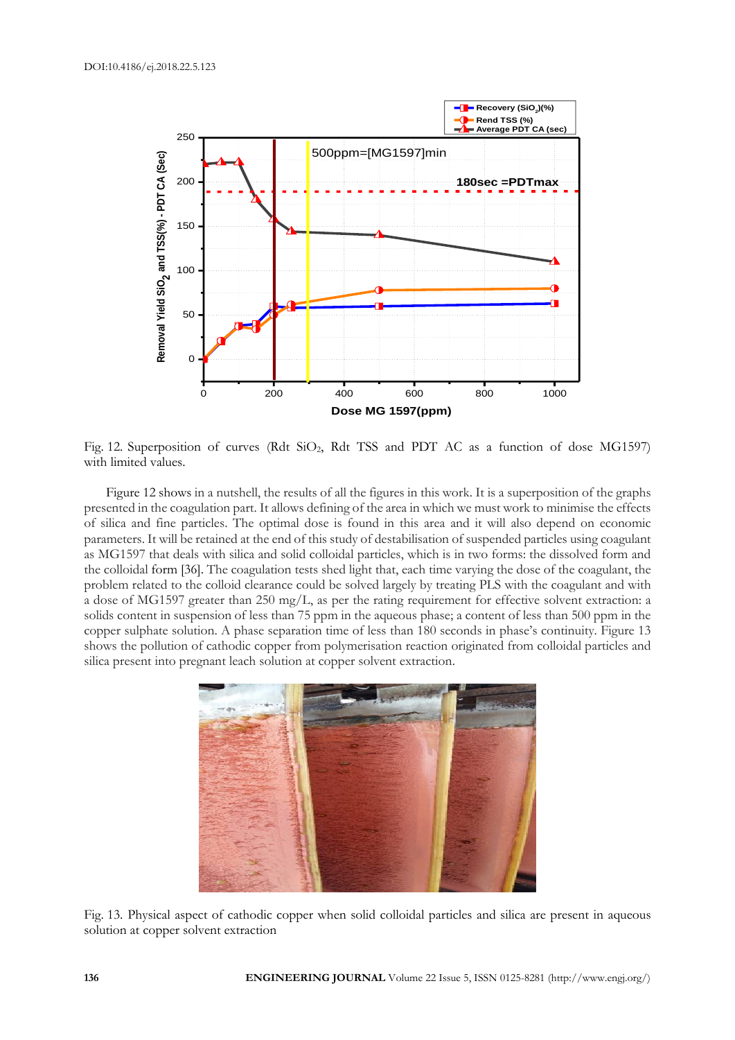Fig. 12. Superposition of curves (Rdt $SiO_2$, Rdt TSS and PDT AC as a function of dose MG1597) with limited values.

Figure 12 shows in a nutshell, the results of all the figures in this work. It is a superposition of the graphs presented in the coagulation part. It allows defining of the area in which we must work to minimise the effects of silica and fine particles. The optimal dose is found in this area and it will also depend on economic parameters. It will be retained at the end of this study of destabilisation of suspended particles using coagulant as MG1597 that deals with silica and solid colloidal particles, which is in two forms: the dissolved form and the colloidal form [36]. The coagulation tests shed light that, each time varying the dose of the coagulant, the problem related to the colloid clearance could be solved largely by treating PLS with the coagulant and with a dose of MG1597 greater than 250 mg/L, as per the rating requirement for effective solvent extraction: a solids content in suspension of less than 75 ppm in the aqueous phase; a content of less than 500 ppm in the copper sulphate solution. A phase separation time of less than 180 seconds in phase's continuity. Figure 13 shows the pollution of cathodic copper from polymerisation reaction originated from colloidal particles and silica present into pregnant leach solution at copper solvent extraction.

Fig. 13. Physical aspect of cathodic copper when solid colloidal particles and silica are present in aqueous solution at copper solvent extraction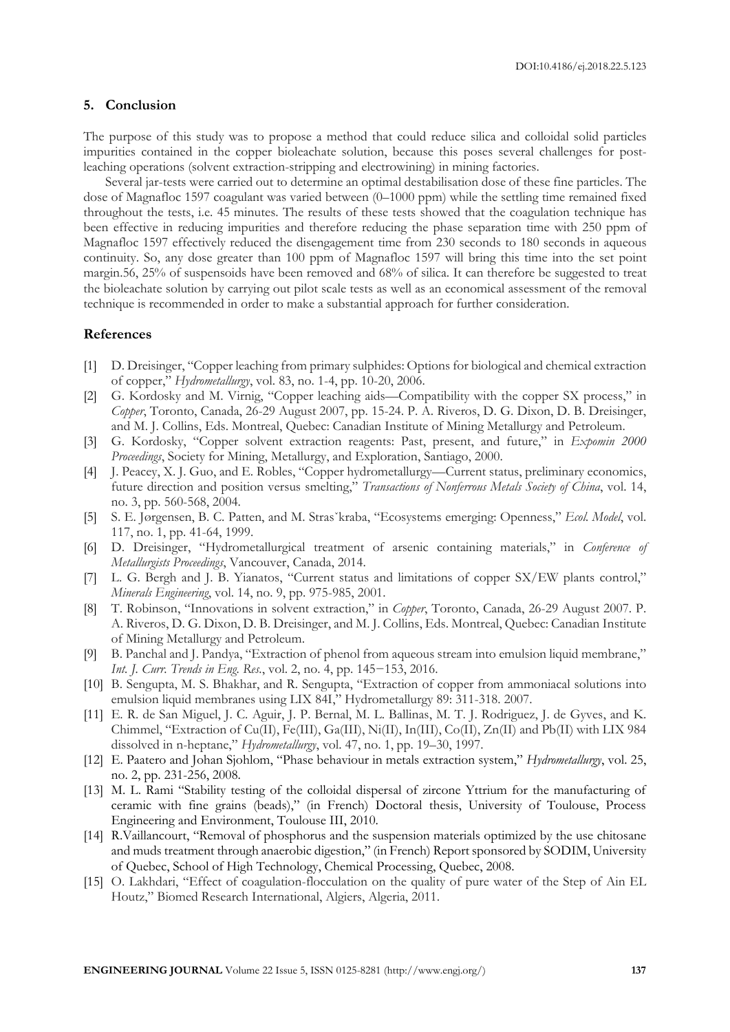## 5. Conclusion

The purpose of this study was to propose a method that could reduce silica and colloidal solid particles impurities contained in the copper bioleachate solution, because this poses several challenges for post-leaching operations (solvent extraction-stripping and electrowining) in mining factories.

Several jar-tests were carried out to determine an optimal destabilisation dose of these fine particles. The dose of Magnafloc 1597 coagulant was varied between (0–1000 ppm) while the settling time remained fixed throughout the tests, i.e. 45 minutes. The results of these tests showed that the coagulation technique has been effective in reducing impurities and therefore reducing the phase separation time with 250 ppm of Magnafloc 1597 effectively reduced the disengagement time from 230 seconds to 180 seconds in aqueous continuity. So, any dose greater than 100 ppm of Magnafloc 1597 will bring this time into the set point margin.56, 25% of suspensoids have been removed and 68% of silica. It can therefore be suggested to treat the bioleachate solution by carrying out pilot scale tests as well as an economical assessment of the removal technique is recommended in order to make a substantial approach for further consideration.

## References

[1] D. Dreisinger, "Copper leaching from primary sulphides: Options for biological and chemical extraction of copper," *Hydrometallurgy*, vol. 83, no. 1-4, pp. 10-20, 2006.

[2] G. Kordosky and M. Virnig, "Copper leaching aids—Compatibility with the copper SX process," in *Copper*, Toronto, Canada, 26-29 August 2007, pp. 15-24. P. A. Riveros, D. G. Dixon, D. B. Dreisinger, and M. J. Collins, Eds. Montreal, Quebec: Canadian Institute of Mining Metallurgy and Petroleum.

[3] G. Kordosky, "Copper solvent extraction reagents: Past, present, and future," in *Expomin 2000 Proceedings*, Society for Mining, Metallurgy, and Exploration, Santiago, 2000.

[4] J. Peacey, X. J. Guo, and E. Robles, "Copper hydrometallurgy—Current status, preliminary economics, future direction and position versus smelting," *Transactions of Nonferrous Metals Society of China*, vol. 14, no. 3, pp. 560-568, 2004.

[5] S. E. Jørgensen, B. C. Patten, and M. Stras˘kraba, "Ecosystems emerging: Openness," *Ecol. Model*, vol. 117, no. 1, pp. 41-64, 1999.

[6] D. Dreisinger, "Hydrometallurgical treatment of arsenic containing materials," in *Conference of Metallurgists Proceedings*, Vancouver, Canada, 2014.

[7] L. G. Bergh and J. B. Yianatos, "Current status and limitations of copper SX/EW plants control," *Minerals Engineering*, vol. 14, no. 9, pp. 975-985, 2001.

[8] T. Robinson, "Innovations in solvent extraction," in *Copper*, Toronto, Canada, 26-29 August 2007. P. A. Riveros, D. G. Dixon, D. B. Dreisinger, and M. J. Collins, Eds. Montreal, Quebec: Canadian Institute of Mining Metallurgy and Petroleum.

[9] B. Panchal and J. Pandya, "Extraction of phenol from aqueous stream into emulsion liquid membrane," *Int. J. Curr. Trends in Eng. Res.*, vol. 2, no. 4, pp. 145−153, 2016.

[10] B. Sengupta, M. S. Bhakhar, and R. Sengupta, "Extraction of copper from ammoniacal solutions into emulsion liquid membranes using LIX 84I," Hydrometallurgy 89: 311-318. 2007.

[11] E. R. de San Miguel, J. C. Aguir, J. P. Bernal, M. L. Ballinas, M. T. J. Rodriguez, J. de Gyves, and K. Chimmel, "Extraction of Cu(II), Fe(III), Ga(III), Ni(II), In(III), Co(II), Zn(II) and Pb(II) with LIX 984 dissolved in n-heptane," *Hydrometallurgy*, vol. 47, no. 1, pp. 19–30, 1997.

[12] E. Paatero and Johan Sjohlom, "Phase behaviour in metals extraction system," *Hydrometallurgy*, vol. 25, no. 2, pp. 231-256, 2008.

[13] M. L. Rami "Stability testing of the colloidal dispersal of zircone Yttrium for the manufacturing of ceramic with fine grains (beads)," (in French) Doctoral thesis, University of Toulouse, Process Engineering and Environment, Toulouse III, 2010.

[14] R.Vaillancourt, "Removal of phosphorus and the suspension materials optimized by the use chitosane and muds treatment through anaerobic digestion," (in French) Report sponsored by SODIM, University of Quebec, School of High Technology, Chemical Processing, Quebec, 2008.

[15] O. Lakhdari, "Effect of coagulation-flocculation on the quality of pure water of the Step of Ain EL Houtz," Biomed Research International, Algiers, Algeria, 2011.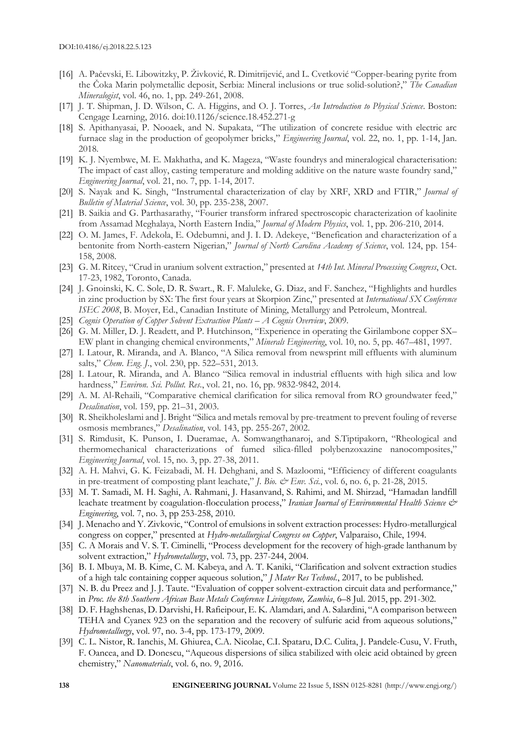[16] A. Pačevski, E. Libowitzky, P. Živković, R. Dimitrijević, and L. Cvetković "Copper-bearing pyrite from the Čoka Marin polymetallic deposit, Serbia: Mineral inclusions or true solid-solution?," *The Canadian Mineralogist*, vol. 46, no. 1, pp. 249-261, 2008.

[17] J. T. Shipman, J. D. Wilson, C. A. Higgins, and O. J. Torres, *An Introduction to Physical Science*. Boston: Cengage Learning, 2016. doi:10.1126/science.18.452.271-g

[18] S. Apithanyasai, P. Nooaek, and N. Supakata, "The utilization of concrete residue with electric arc furnace slag in the production of geopolymer bricks," *Engineering Journal*, vol. 22, no. 1, pp. 1-14, Jan. 2018.

[19] K. J. Nyembwe, M. E. Makhatha, and K. Mageza, "Waste foundrys and mineralogical characterisation: The impact of cast alloy, casting temperature and molding additive on the nature waste foundry sand," *Engineering Journal*, vol. 21, no. 7, pp. 1-14, 2017.

[20] S. Nayak and K. Singh, "Instrumental characterization of clay by XRF, XRD and FTIR," *Journal of Bulletin of Material Science*, vol. 30, pp. 235-238, 2007.

[21] B. Saikia and G. Parthasarathy, "Fourier transform infrared spectroscopic characterization of kaolinite from Assamad Meghalaya, North Eastern India," *Journal of Modern Physics*, vol. 1, pp. 206-210, 2014.

[22] O. M. James, F. Adekola, E. Odebumni, and J. I. D. Adekeye, "Benefication and characterization of a bentonite from North-eastern Nigerian," *Journal of North Carolina Academy of Science*, vol. 124, pp. 154-158, 2008.

[23] G. M. Ritcey, "Crud in uranium solvent extraction," presented at *14th Int. Mineral Processing Congress*, Oct. 17-23, 1982, Toronto, Canada.

[24] J. Gnoinski, K. C. Sole, D. R. Swart., R. F. Maluleke, G. Diaz, and F. Sanchez, "Highlights and hurdles in zinc production by SX: The first four years at Skorpion Zinc," presented at *International SX Conference ISEC 2008*, B. Moyer, Ed., Canadian Institute of Mining, Metallurgy and Petroleum, Montreal.

[25] *Cognis Operation of Copper Solvent Extraction Plants – A Cognis Overview*, 2009.

[26] G. M. Miller, D. J. Readett, and P. Hutchinson, "Experience in operating the Girilambone copper SX–EW plant in changing chemical environments," *Minerals Engineering*, vol. 10, no. 5, pp. 467–481, 1997.

[27] I. Latour, R. Miranda, and A. Blanco, "A Silica removal from newsprint mill effluents with aluminum salts," *Chem. Eng. J.*, vol. 230, pp. 522–531, 2013.

[28] I. Latour, R. Miranda, and A. Blanco "Silica removal in industrial effluents with high silica and low hardness," *Environ. Sci. Pollut. Res.*, vol. 21, no. 16, pp. 9832-9842, 2014.

[29] A. M. Al-Rehaili, "Comparative chemical clarification for silica removal from RO groundwater feed," *Desalination*, vol. 159, pp. 21–31, 2003.

[30] R. Sheikholeslami and J. Bright "Silica and metals removal by pre-treatment to prevent fouling of reverse osmosis membranes," *Desalination*, vol. 143, pp. 255-267, 2002.

[31] S. Rimdusit, K. Punson, I. Dueramae, A. Somwangthanaroj, and S.Tiptipakorn, "Rheological and thermomechanical characterizations of fumed silica-filled polybenzoxazine nanocomposites," *Engineering Journal*, vol. 15, no. 3, pp. 27-38, 2011.

[32] A. H. Mahvi, G. K. Feizabadi, M. H. Dehghani, and S. Mazloomi, "Efficiency of different coagulants in pre-treatment of composting plant leachate," *J. Bio. & Env. Sci.*, vol. 6, no. 6, p. 21-28, 2015.

[33] M. T. Samadi, M. H. Saghi, A. Rahmani, J. Hasanvand, S. Rahimi, and M. Shirzad, "Hamadan landfill leachate treatment by coagulation-flocculation process," *Iranian Journal of Environmental Health Science & Engineering*, vol. 7, no. 3, pp 253-258, 2010.

[34] J. Menacho and Y. Zivkovic, "Control of emulsions in solvent extraction processes: Hydro-metallurgical congress on copper," presented at *Hydro-metallurgical Congress on Copper*, Valparaiso, Chile, 1994.

[35] C. A Morais and V. S. T. Ciminelli, "Process development for the recovery of high-grade lanthanum by solvent extraction," *Hydrometallurgy*, vol. 73, pp. 237-244, 2004.

[36] B. I. Mbuya, M. B. Kime, C. M. Kabeya, and A. T. Kaniki, "Clarification and solvent extraction studies of a high talc containing copper aqueous solution," *J Mater Res Technol.*, 2017, to be published.

[37] N. B. du Preez and J. J. Taute. "Evaluation of copper solvent-extraction circuit data and performance," in *Proc. the 8th Southern African Base Metals Conference Livingstone, Zambia*, 6–8 Jul. 2015, pp. 291-302.

[38] D. F. Haghshenas, D. Darvishi, H. Rafieipour, E. K. Alamdari, and A. Salardini, "A comparison between TEHA and Cyanex 923 on the separation and the recovery of sulfuric acid from aqueous solutions," *Hydrometallurgy*, vol. 97, no. 3-4, pp. 173-179, 2009.

[39] C. L. Nistor, R. Ianchis, M. Ghiurea, C.A. Nicolae, C.I. Spataru, D.C. Culita, J. Pandele-Cusu, V. Fruth, F. Oancea, and D. Donescu, "Aqueous dispersions of silica stabilized with oleic acid obtained by green chemistry," *Nanomaterials*, vol. 6, no. 9, 2016.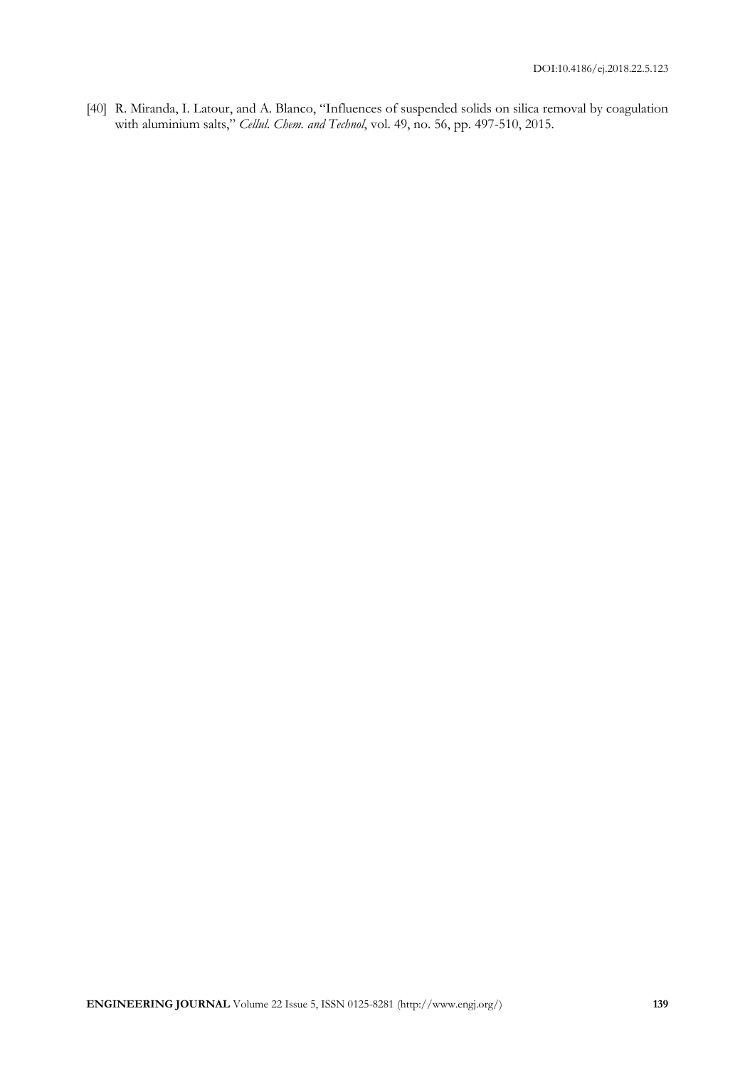[40] R. Miranda, I. Latour, and A. Blanco, "Influences of suspended solids on silica removal by coagulation with aluminium salts," *Cellul. Chem. and Technol*, vol. 49, no. 56, pp. 497-510, 2015.